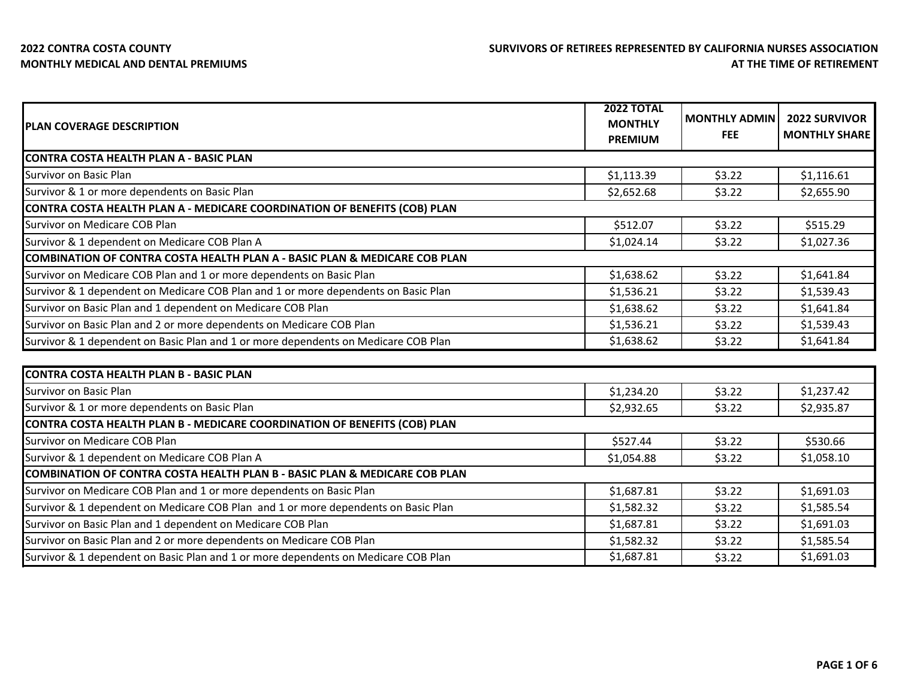**2022 CONTRA COSTA COUNTY**
**MONTHLY MEDICAL AND DENTAL PREMIUMS**

**SURVIVORS OF RETIREES REPRESENTED BY CALIFORNIA NURSES ASSOCIATION AT THE TIME OF RETIREMENT**

| PLAN COVERAGE DESCRIPTION | 2022 TOTAL MONTHLY PREMIUM | MONTHLY ADMIN FEE | 2022 SURVIVOR MONTHLY SHARE |
|---|---|---|---|
| **CONTRA COSTA HEALTH PLAN A - BASIC PLAN** | | | |
| Survivor on Basic Plan | $1,113.39 | $3.22 | $1,116.61 |
| Survivor & 1 or more dependents on Basic Plan | $2,652.68 | $3.22 | $2,655.90 |
| **CONTRA COSTA HEALTH PLAN A - MEDICARE COORDINATION OF BENEFITS (COB) PLAN** | | | |
| Survivor on Medicare COB Plan | $512.07 | $3.22 | $515.29 |
| Survivor & 1 dependent on Medicare COB Plan A | $1,024.14 | $3.22 | $1,027.36 |
| **COMBINATION OF CONTRA COSTA HEALTH PLAN A - BASIC PLAN & MEDICARE COB PLAN** | | | |
| Survivor on Medicare COB Plan and 1 or more dependents on Basic Plan | $1,638.62 | $3.22 | $1,641.84 |
| Survivor & 1 dependent on Medicare COB Plan and 1 or more dependents on Basic Plan | $1,536.21 | $3.22 | $1,539.43 |
| Survivor on Basic Plan and 1 dependent on Medicare COB Plan | $1,638.62 | $3.22 | $1,641.84 |
| Survivor on Basic Plan and 2 or more dependents on Medicare COB Plan | $1,536.21 | $3.22 | $1,539.43 |
| Survivor & 1 dependent on Basic Plan and 1 or more dependents on Medicare COB Plan | $1,638.62 | $3.22 | $1,641.84 |

| PLAN COVERAGE DESCRIPTION | 2022 TOTAL MONTHLY PREMIUM | MONTHLY ADMIN FEE | 2022 SURVIVOR MONTHLY SHARE |
|---|---|---|---|
| **CONTRA COSTA HEALTH PLAN B - BASIC PLAN** | | | |
| Survivor on Basic Plan | $1,234.20 | $3.22 | $1,237.42 |
| Survivor & 1 or more dependents on Basic Plan | $2,932.65 | $3.22 | $2,935.87 |
| **CONTRA COSTA HEALTH PLAN B - MEDICARE COORDINATION OF BENEFITS (COB) PLAN** | | | |
| Survivor on Medicare COB Plan | $527.44 | $3.22 | $530.66 |
| Survivor & 1 dependent on Medicare COB Plan A | $1,054.88 | $3.22 | $1,058.10 |
| **COMBINATION OF CONTRA COSTA HEALTH PLAN B - BASIC PLAN & MEDICARE COB PLAN** | | | |
| Survivor on Medicare COB Plan and 1 or more dependents on Basic Plan | $1,687.81 | $3.22 | $1,691.03 |
| Survivor & 1 dependent on Medicare COB Plan and 1 or more dependents on Basic Plan | $1,582.32 | $3.22 | $1,585.54 |
| Survivor on Basic Plan and 1 dependent on Medicare COB Plan | $1,687.81 | $3.22 | $1,691.03 |
| Survivor on Basic Plan and 2 or more dependents on Medicare COB Plan | $1,582.32 | $3.22 | $1,585.54 |
| Survivor & 1 dependent on Basic Plan and 1 or more dependents on Medicare COB Plan | $1,687.81 | $3.22 | $1,691.03 |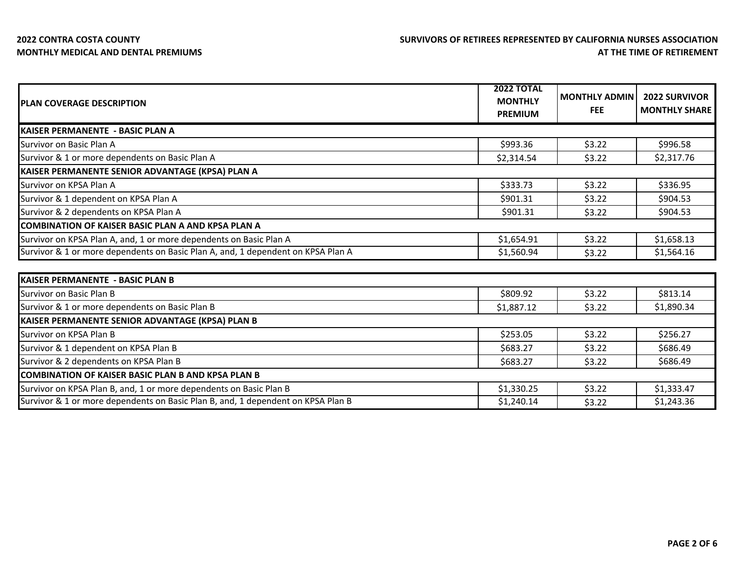**2022 CONTRA COSTA COUNTY**
**MONTHLY MEDICAL AND DENTAL PREMIUMS**

**SURVIVORS OF RETIREES REPRESENTED BY CALIFORNIA NURSES ASSOCIATION AT THE TIME OF RETIREMENT**

| PLAN COVERAGE DESCRIPTION | 2022 TOTAL MONTHLY PREMIUM | MONTHLY ADMIN FEE | 2022 SURVIVOR MONTHLY SHARE |
|---|---|---|---|
| **KAISER PERMANENTE - BASIC PLAN A** | | | |
| Survivor on Basic Plan A | $993.36 | $3.22 | $996.58 |
| Survivor & 1 or more dependents on Basic Plan A | $2,314.54 | $3.22 | $2,317.76 |
| **KAISER PERMANENTE SENIOR ADVANTAGE (KPSA) PLAN A** | | | |
| Survivor on KPSA Plan A | $333.73 | $3.22 | $336.95 |
| Survivor & 1 dependent on KPSA Plan A | $901.31 | $3.22 | $904.53 |
| Survivor & 2 dependents on KPSA Plan A | $901.31 | $3.22 | $904.53 |
| **COMBINATION OF KAISER BASIC PLAN A AND KPSA PLAN A** | | | |
| Survivor on KPSA Plan A, and, 1 or more dependents on Basic Plan A | $1,654.91 | $3.22 | $1,658.13 |
| Survivor & 1 or more dependents on Basic Plan A, and, 1 dependent on KPSA Plan A | $1,560.94 | $3.22 | $1,564.16 |

| PLAN COVERAGE DESCRIPTION | 2022 TOTAL MONTHLY PREMIUM | MONTHLY ADMIN FEE | 2022 SURVIVOR MONTHLY SHARE |
|---|---|---|---|
| **KAISER PERMANENTE - BASIC PLAN B** | | | |
| Survivor on Basic Plan B | $809.92 | $3.22 | $813.14 |
| Survivor & 1 or more dependents on Basic Plan B | $1,887.12 | $3.22 | $1,890.34 |
| **KAISER PERMANENTE SENIOR ADVANTAGE (KPSA) PLAN B** | | | |
| Survivor on KPSA Plan B | $253.05 | $3.22 | $256.27 |
| Survivor & 1 dependent on KPSA Plan B | $683.27 | $3.22 | $686.49 |
| Survivor & 2 dependents on KPSA Plan B | $683.27 | $3.22 | $686.49 |
| **COMBINATION OF KAISER BASIC PLAN B AND KPSA PLAN B** | | | |
| Survivor on KPSA Plan B, and, 1 or more dependents on Basic Plan B | $1,330.25 | $3.22 | $1,333.47 |
| Survivor & 1 or more dependents on Basic Plan B, and, 1 dependent on KPSA Plan B | $1,240.14 | $3.22 | $1,243.36 |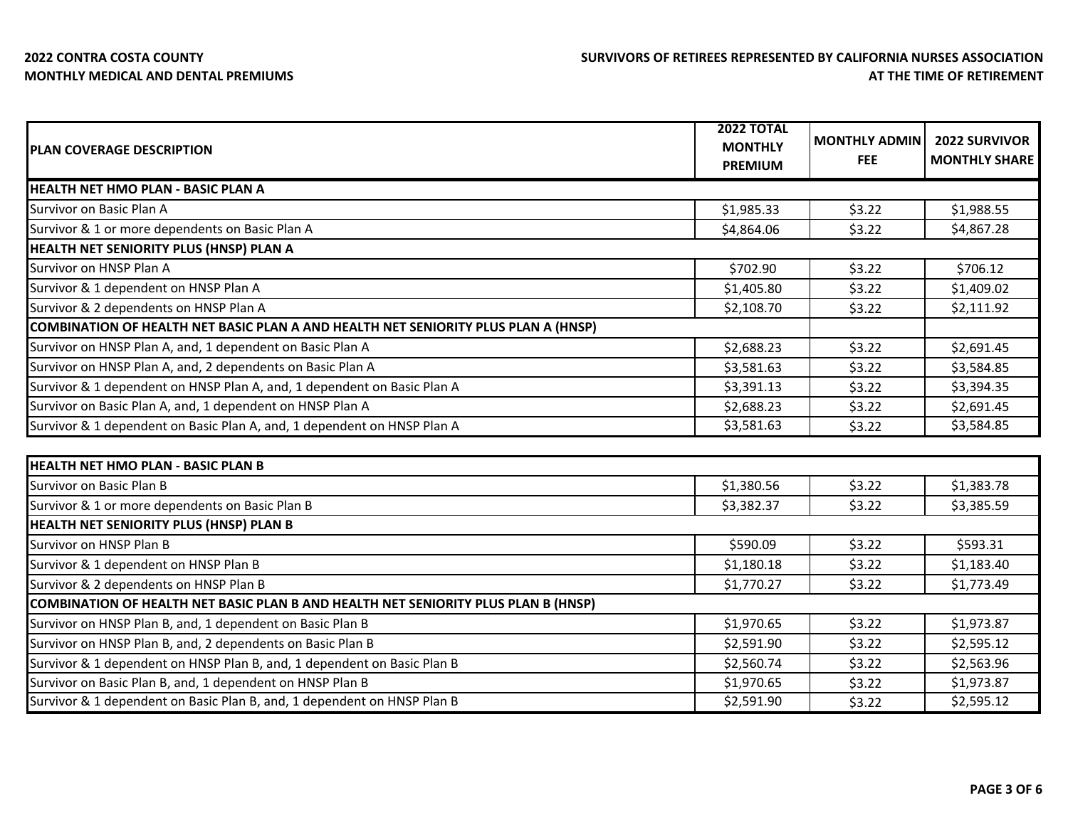**2022 CONTRA COSTA COUNTY**
**MONTHLY MEDICAL AND DENTAL PREMIUMS**

**SURVIVORS OF RETIREES REPRESENTED BY CALIFORNIA NURSES ASSOCIATION AT THE TIME OF RETIREMENT**

| PLAN COVERAGE DESCRIPTION | 2022 TOTAL MONTHLY PREMIUM | MONTHLY ADMIN FEE | 2022 SURVIVOR MONTHLY SHARE |
|---|---|---|---|
| **HEALTH NET HMO PLAN - BASIC PLAN A** | | | |
| Survivor on Basic Plan A | $1,985.33 | $3.22 | $1,988.55 |
| Survivor & 1 or more dependents on Basic Plan A | $4,864.06 | $3.22 | $4,867.28 |
| **HEALTH NET SENIORITY PLUS (HNSP) PLAN A** | | | |
| Survivor on HNSP Plan A | $702.90 | $3.22 | $706.12 |
| Survivor & 1 dependent on HNSP Plan A | $1,405.80 | $3.22 | $1,409.02 |
| Survivor & 2 dependents on HNSP Plan A | $2,108.70 | $3.22 | $2,111.92 |
| **COMBINATION OF HEALTH NET BASIC PLAN A AND HEALTH NET SENIORITY PLUS PLAN A (HNSP)** | | | |
| Survivor on HNSP Plan A, and, 1 dependent on Basic Plan A | $2,688.23 | $3.22 | $2,691.45 |
| Survivor on HNSP Plan A, and, 2 dependents on Basic Plan A | $3,581.63 | $3.22 | $3,584.85 |
| Survivor & 1 dependent on HNSP Plan A, and, 1 dependent on Basic Plan A | $3,391.13 | $3.22 | $3,394.35 |
| Survivor on Basic Plan A, and, 1 dependent on HNSP Plan A | $2,688.23 | $3.22 | $2,691.45 |
| Survivor & 1 dependent on Basic Plan A, and, 1 dependent on HNSP Plan A | $3,581.63 | $3.22 | $3,584.85 |

| PLAN COVERAGE DESCRIPTION | 2022 TOTAL MONTHLY PREMIUM | MONTHLY ADMIN FEE | 2022 SURVIVOR MONTHLY SHARE |
|---|---|---|---|
| **HEALTH NET HMO PLAN - BASIC PLAN B** | | | |
| Survivor on Basic Plan B | $1,380.56 | $3.22 | $1,383.78 |
| Survivor & 1 or more dependents on Basic Plan B | $3,382.37 | $3.22 | $3,385.59 |
| **HEALTH NET SENIORITY PLUS (HNSP) PLAN B** | | | |
| Survivor on HNSP Plan B | $590.09 | $3.22 | $593.31 |
| Survivor & 1 dependent on HNSP Plan B | $1,180.18 | $3.22 | $1,183.40 |
| Survivor & 2 dependents on HNSP Plan B | $1,770.27 | $3.22 | $1,773.49 |
| **COMBINATION OF HEALTH NET BASIC PLAN B AND HEALTH NET SENIORITY PLUS PLAN B (HNSP)** | | | |
| Survivor on HNSP Plan B, and, 1 dependent on Basic Plan B | $1,970.65 | $3.22 | $1,973.87 |
| Survivor on HNSP Plan B, and, 2 dependents on Basic Plan B | $2,591.90 | $3.22 | $2,595.12 |
| Survivor & 1 dependent on HNSP Plan B, and, 1 dependent on Basic Plan B | $2,560.74 | $3.22 | $2,563.96 |
| Survivor on Basic Plan B, and, 1 dependent on HNSP Plan B | $1,970.65 | $3.22 | $1,973.87 |
| Survivor & 1 dependent on Basic Plan B, and, 1 dependent on HNSP Plan B | $2,591.90 | $3.22 | $2,595.12 |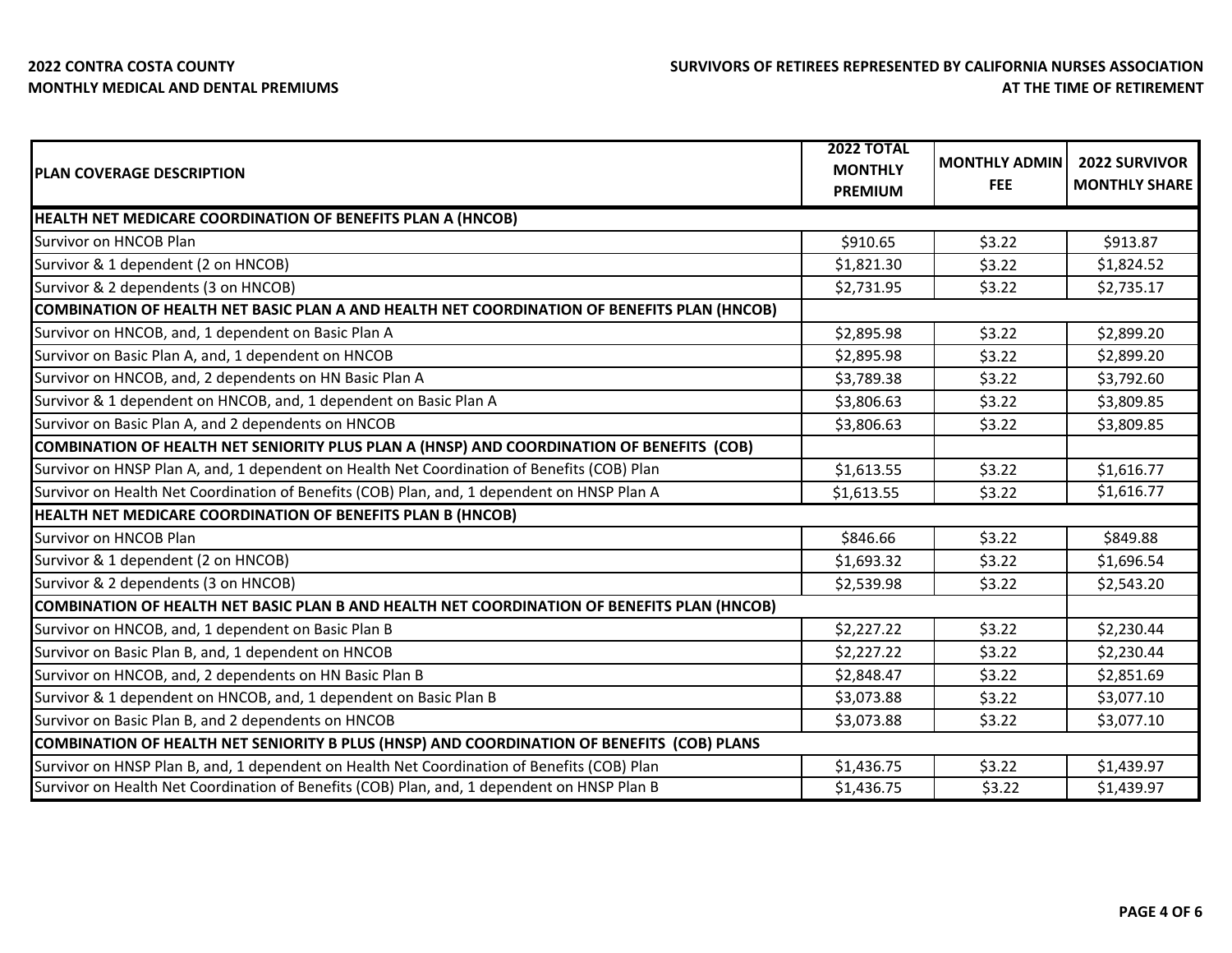**2022 CONTRA COSTA COUNTY**
**MONTHLY MEDICAL AND DENTAL PREMIUMS**

**SURVIVORS OF RETIREES REPRESENTED BY CALIFORNIA NURSES ASSOCIATION AT THE TIME OF RETIREMENT**

| PLAN COVERAGE DESCRIPTION | 2022 TOTAL MONTHLY PREMIUM | MONTHLY ADMIN FEE | 2022 SURVIVOR MONTHLY SHARE |
|---|---|---|---|
| **HEALTH NET MEDICARE COORDINATION OF BENEFITS PLAN A (HNCOB)** | | | |
| Survivor on HNCOB Plan | $910.65 | $3.22 | $913.87 |
| Survivor & 1 dependent (2 on HNCOB) | $1,821.30 | $3.22 | $1,824.52 |
| Survivor & 2 dependents (3 on HNCOB) | $2,731.95 | $3.22 | $2,735.17 |
| **COMBINATION OF HEALTH NET BASIC PLAN A AND HEALTH NET COORDINATION OF BENEFITS PLAN (HNCOB)** | | | |
| Survivor on HNCOB, and, 1 dependent on Basic Plan A | $2,895.98 | $3.22 | $2,899.20 |
| Survivor on Basic Plan A, and, 1 dependent on HNCOB | $2,895.98 | $3.22 | $2,899.20 |
| Survivor on HNCOB, and, 2 dependents on HN Basic Plan A | $3,789.38 | $3.22 | $3,792.60 |
| Survivor & 1 dependent on HNCOB, and, 1 dependent on Basic Plan A | $3,806.63 | $3.22 | $3,809.85 |
| Survivor on Basic Plan A, and 2 dependents on HNCOB | $3,806.63 | $3.22 | $3,809.85 |
| **COMBINATION OF HEALTH NET SENIORITY PLUS PLAN A (HNSP) AND COORDINATION OF BENEFITS (COB)** | | | |
| Survivor on HNSP Plan A, and, 1 dependent on Health Net Coordination of Benefits (COB) Plan | $1,613.55 | $3.22 | $1,616.77 |
| Survivor on Health Net Coordination of Benefits (COB) Plan, and, 1 dependent on HNSP Plan A | $1,613.55 | $3.22 | $1,616.77 |
| **HEALTH NET MEDICARE COORDINATION OF BENEFITS PLAN B (HNCOB)** | | | |
| Survivor on HNCOB Plan | $846.66 | $3.22 | $849.88 |
| Survivor & 1 dependent (2 on HNCOB) | $1,693.32 | $3.22 | $1,696.54 |
| Survivor & 2 dependents (3 on HNCOB) | $2,539.98 | $3.22 | $2,543.20 |
| **COMBINATION OF HEALTH NET BASIC PLAN B AND HEALTH NET COORDINATION OF BENEFITS PLAN (HNCOB)** | | | |
| Survivor on HNCOB, and, 1 dependent on Basic Plan B | $2,227.22 | $3.22 | $2,230.44 |
| Survivor on Basic Plan B, and, 1 dependent on HNCOB | $2,227.22 | $3.22 | $2,230.44 |
| Survivor on HNCOB, and, 2 dependents on HN Basic Plan B | $2,848.47 | $3.22 | $2,851.69 |
| Survivor & 1 dependent on HNCOB, and, 1 dependent on Basic Plan B | $3,073.88 | $3.22 | $3,077.10 |
| Survivor on Basic Plan B, and 2 dependents on HNCOB | $3,073.88 | $3.22 | $3,077.10 |
| **COMBINATION OF HEALTH NET SENIORITY B PLUS (HNSP) AND COORDINATION OF BENEFITS (COB) PLANS** | | | |
| Survivor on HNSP Plan B, and, 1 dependent on Health Net Coordination of Benefits (COB) Plan | $1,436.75 | $3.22 | $1,439.97 |
| Survivor on Health Net Coordination of Benefits (COB) Plan, and, 1 dependent on HNSP Plan B | $1,436.75 | $3.22 | $1,439.97 |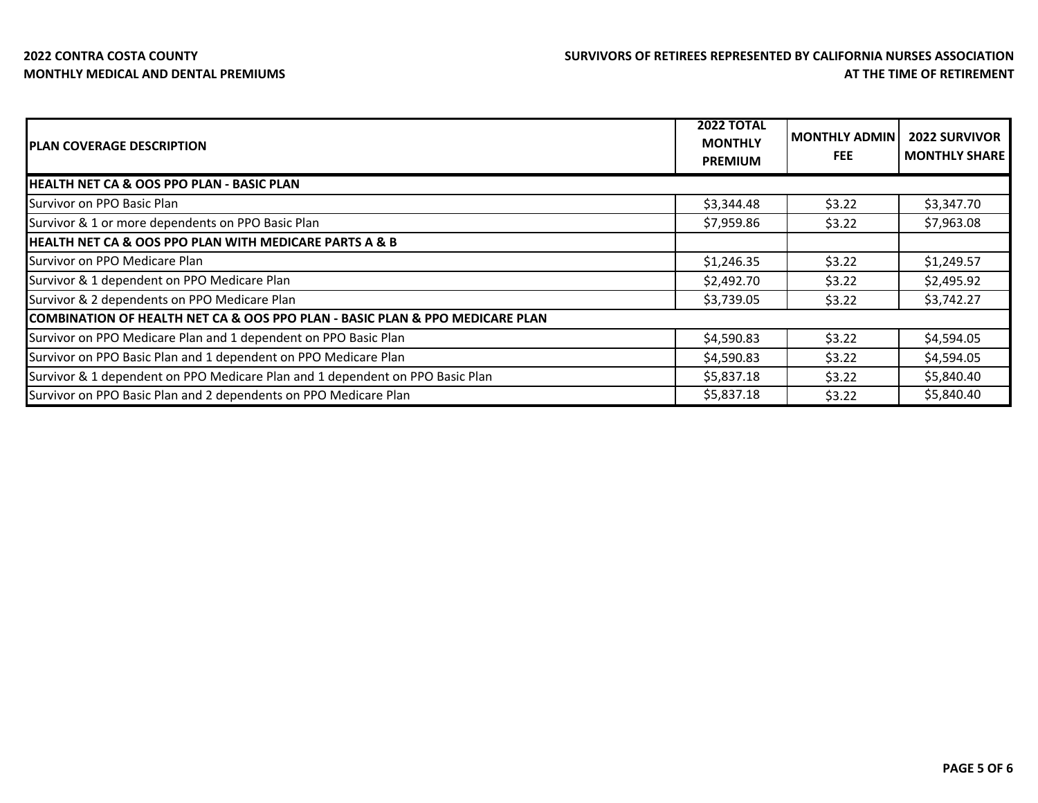**2022 CONTRA COSTA COUNTY**
**MONTHLY MEDICAL AND DENTAL PREMIUMS**

**SURVIVORS OF RETIREES REPRESENTED BY CALIFORNIA NURSES ASSOCIATION AT THE TIME OF RETIREMENT**

| PLAN COVERAGE DESCRIPTION | 2022 TOTAL MONTHLY PREMIUM | MONTHLY ADMIN FEE | 2022 SURVIVOR MONTHLY SHARE |
|---|---|---|---|
| **HEALTH NET CA & OOS PPO PLAN - BASIC PLAN** | | | |
| Survivor on PPO Basic Plan | $3,344.48 | $3.22 | $3,347.70 |
| Survivor & 1 or more dependents on PPO Basic Plan | $7,959.86 | $3.22 | $7,963.08 |
| **HEALTH NET CA & OOS PPO PLAN WITH MEDICARE PARTS A & B** | | | |
| Survivor on PPO Medicare Plan | $1,246.35 | $3.22 | $1,249.57 |
| Survivor & 1 dependent on PPO Medicare Plan | $2,492.70 | $3.22 | $2,495.92 |
| Survivor & 2 dependents on PPO Medicare Plan | $3,739.05 | $3.22 | $3,742.27 |
| **COMBINATION OF HEALTH NET CA & OOS PPO PLAN - BASIC PLAN & PPO MEDICARE PLAN** | | | |
| Survivor on PPO Medicare Plan and 1 dependent on PPO Basic Plan | $4,590.83 | $3.22 | $4,594.05 |
| Survivor on PPO Basic Plan and 1 dependent on PPO Medicare Plan | $4,590.83 | $3.22 | $4,594.05 |
| Survivor & 1 dependent on PPO Medicare Plan and 1 dependent on PPO Basic Plan | $5,837.18 | $3.22 | $5,840.40 |
| Survivor on PPO Basic Plan and 2 dependents on PPO Medicare Plan | $5,837.18 | $3.22 | $5,840.40 |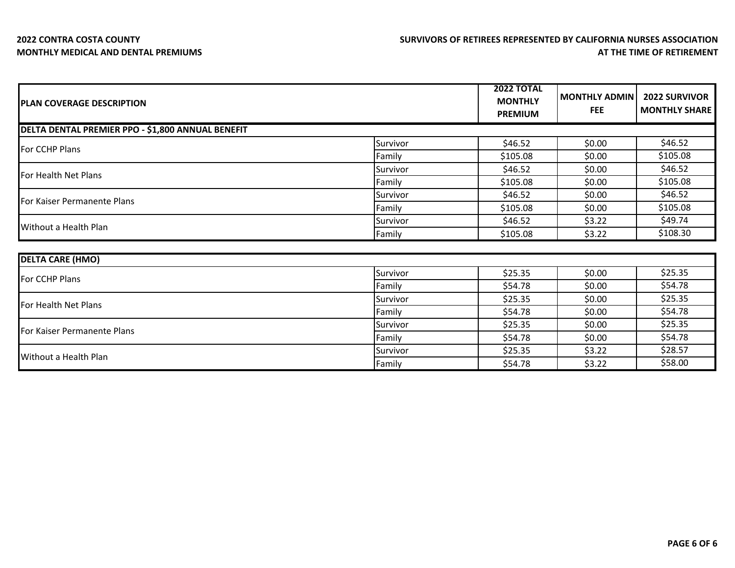**2022 CONTRA COSTA COUNTY**
**MONTHLY MEDICAL AND DENTAL PREMIUMS**

**SURVIVORS OF RETIREES REPRESENTED BY CALIFORNIA NURSES ASSOCIATION AT THE TIME OF RETIREMENT**

| PLAN COVERAGE DESCRIPTION | | 2022 TOTAL MONTHLY PREMIUM | MONTHLY ADMIN FEE | 2022 SURVIVOR MONTHLY SHARE |
|---|---|---|---|---|
| **DELTA DENTAL PREMIER PPO - $1,800 ANNUAL BENEFIT** | | | | |
| For CCHP Plans | Survivor | $46.52 | $0.00 | $46.52 |
| | Family | $105.08 | $0.00 | $105.08 |
| For Health Net Plans | Survivor | $46.52 | $0.00 | $46.52 |
| | Family | $105.08 | $0.00 | $105.08 |
| For Kaiser Permanente Plans | Survivor | $46.52 | $0.00 | $46.52 |
| | Family | $105.08 | $0.00 | $105.08 |
| Without a Health Plan | Survivor | $46.52 | $3.22 | $49.74 |
| | Family | $105.08 | $3.22 | $108.30 |
| **DELTA CARE (HMO)** | | | | |
| For CCHP Plans | Survivor | $25.35 | $0.00 | $25.35 |
| | Family | $54.78 | $0.00 | $54.78 |
| For Health Net Plans | Survivor | $25.35 | $0.00 | $25.35 |
| | Family | $54.78 | $0.00 | $54.78 |
| For Kaiser Permanente Plans | Survivor | $25.35 | $0.00 | $25.35 |
| | Family | $54.78 | $0.00 | $54.78 |
| Without a Health Plan | Survivor | $25.35 | $3.22 | $28.57 |
| | Family | $54.78 | $3.22 | $58.00 |